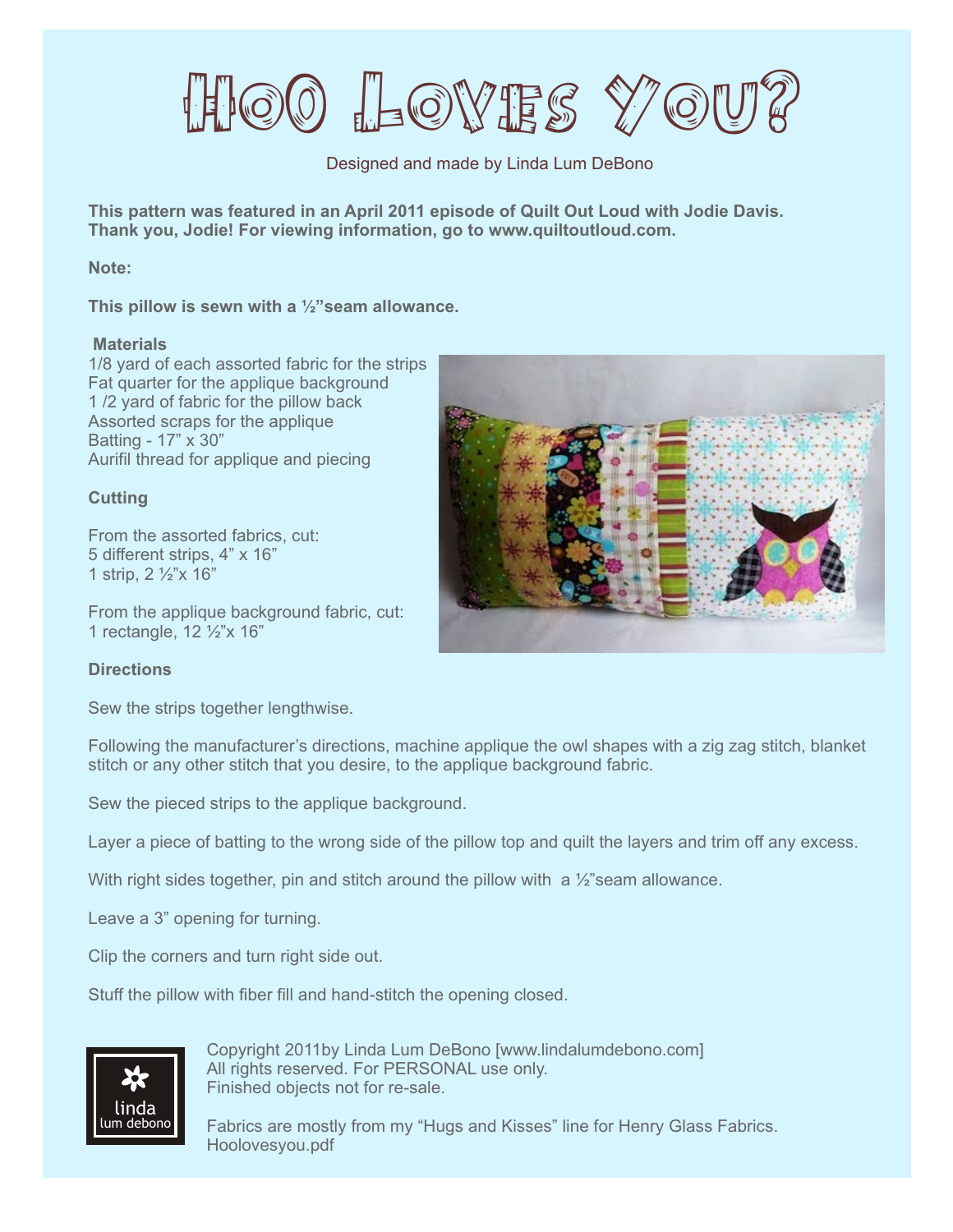# Hoo Loves You?

Designed and made by Linda Lum DeBono

**This pattern was featured in an April 2011 episode of Quilt Out Loud with Jodie Davis. Thank you, Jodie! For viewing information, go to www.quiltoutloud.com.**

**Note:**

**This pillow is sewn with a ½"seam allowance.**

**Materials**

1/8 yard of each assorted fabric for the strips
Fat quarter for the applique background
1 /2 yard of fabric for the pillow back
Assorted scraps for the applique
Batting - 17" x 30"
Aurifil thread for applique and piecing

**Cutting**

From the assorted fabrics, cut:
5 different strips, 4" x 16"
1 strip, 2 ½"x 16"

From the applique background fabric, cut:
1 rectangle, 12 ½"x 16"

**Directions**

Sew the strips together lengthwise.

Following the manufacturer's directions, machine applique the owl shapes with a zig zag stitch, blanket stitch or any other stitch that you desire, to the applique background fabric.

Sew the pieced strips to the applique background.

Layer a piece of batting to the wrong side of the pillow top and quilt the layers and trim off any excess.

With right sides together, pin and stitch around the pillow with a ½"seam allowance.

Leave a 3" opening for turning.

Clip the corners and turn right side out.

Stuff the pillow with fiber fill and hand-stitch the opening closed.

linda
lum debono

Copyright 2011by Linda Lum DeBono [www.lindalumdebono.com]
All rights reserved. For PERSONAL use only.
Finished objects not for re-sale.

Fabrics are mostly from my "Hugs and Kisses" line for Henry Glass Fabrics.
Hoolovesyou.pdf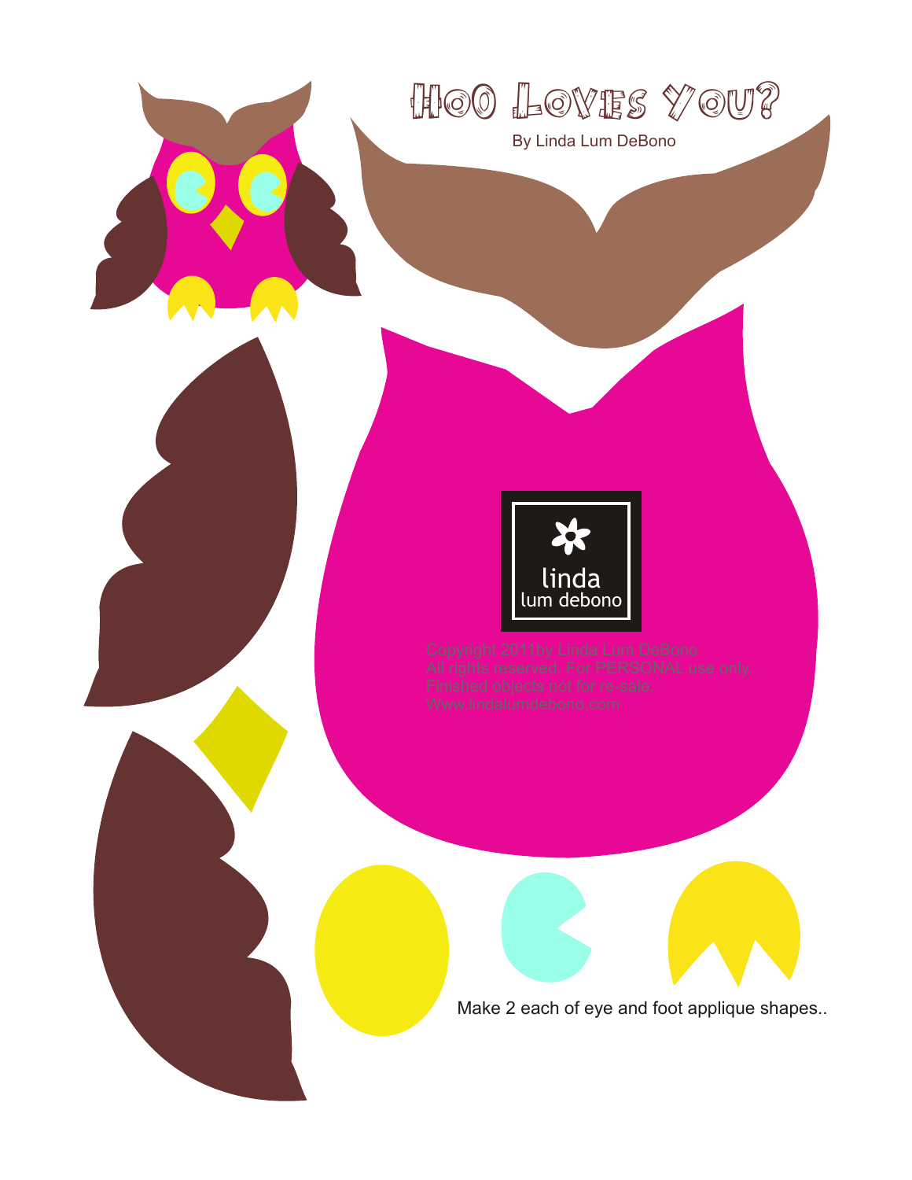# Hoo Loves You?

By Linda Lum DeBono

linda
lum debono

Copyright 2011by Linda Lum DeBono
All rights reserved. For PERSONAL use only.
Finished objects not for re-sale.
Www.lindalumdebono.com

Make 2 each of eye and foot applique shapes..